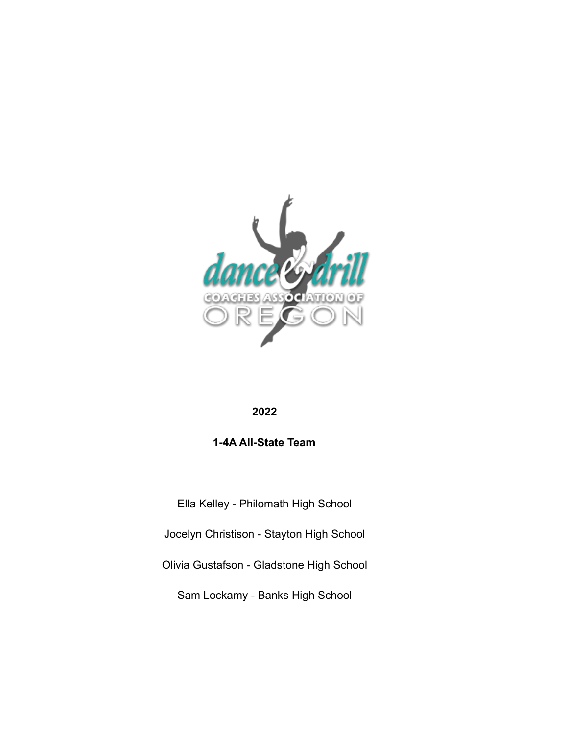**2022**

**1-4A All-State Team**

Ella Kelley - Philomath High School

Jocelyn Christison - Stayton High School

Olivia Gustafson - Gladstone High School

Sam Lockamy - Banks High School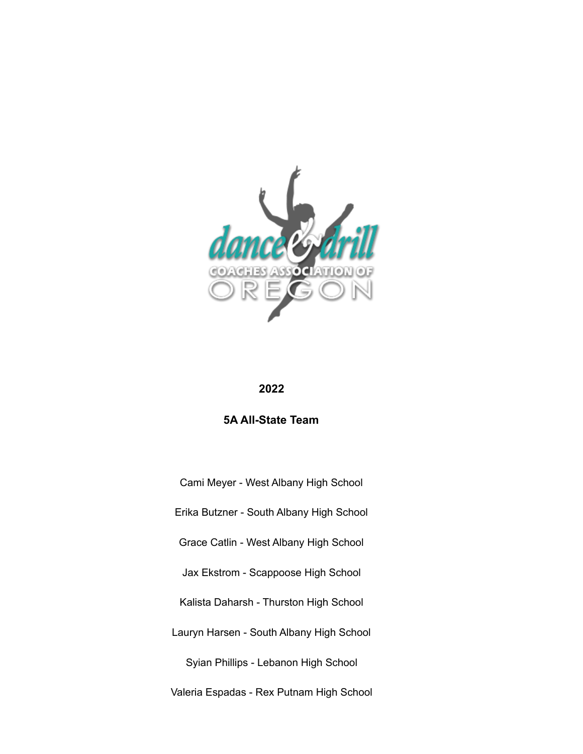# 2022

## 5A All-State Team

Cami Meyer - West Albany High School

Erika Butzner - South Albany High School

Grace Catlin - West Albany High School

Jax Ekstrom - Scappoose High School

Kalista Daharsh - Thurston High School

Lauryn Harsen - South Albany High School

Syian Phillips - Lebanon High School

Valeria Espadas - Rex Putnam High School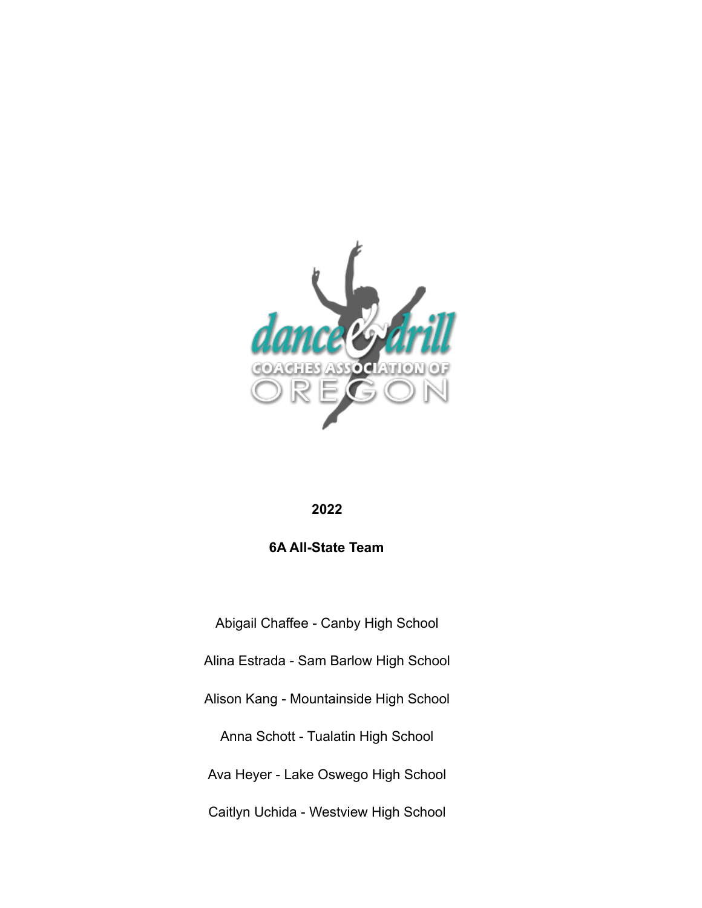**2022**

**6A All-State Team**

Abigail Chaffee - Canby High School

Alina Estrada - Sam Barlow High School

Alison Kang - Mountainside High School

Anna Schott - Tualatin High School

Ava Heyer - Lake Oswego High School

Caitlyn Uchida - Westview High School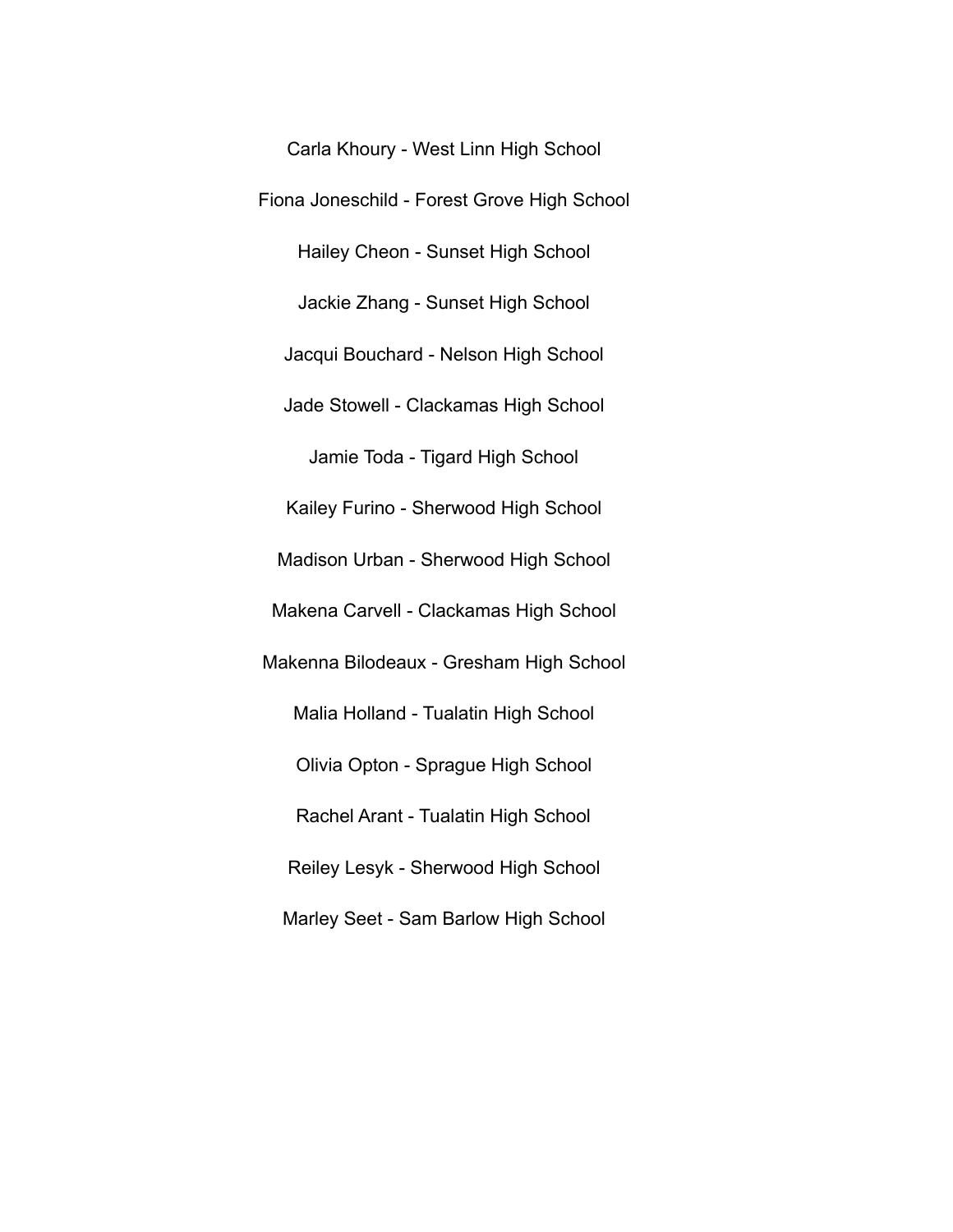Carla Khoury - West Linn High School

Fiona Joneschild - Forest Grove High School

Hailey Cheon - Sunset High School

Jackie Zhang - Sunset High School

Jacqui Bouchard - Nelson High School

Jade Stowell - Clackamas High School

Jamie Toda - Tigard High School

Kailey Furino - Sherwood High School

Madison Urban - Sherwood High School

Makena Carvell - Clackamas High School

Makenna Bilodeaux - Gresham High School

Malia Holland - Tualatin High School

Olivia Opton - Sprague High School

Rachel Arant - Tualatin High School

Reiley Lesyk - Sherwood High School

Marley Seet - Sam Barlow High School